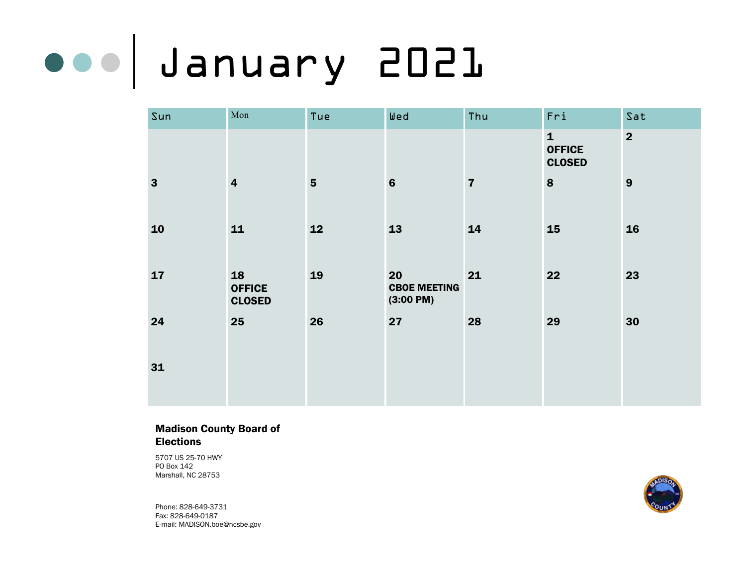# January 2021

| Sun | Mon | Tue | Wed | Thu | Fri | Sat |
|---|---|---|---|---|---|---|
| | | | | | **1** **OFFICE CLOSED** | **2** |
| **3** | **4** | **5** | **6** | **7** | **8** | **9** |
| **10** | **11** | **12** | **13** | **14** | **15** | **16** |
| **17** | **18** **OFFICE CLOSED** | **19** | **20** **CBOE MEETING (3:00 PM)** | **21** | **22** | **23** |
| **24** | **25** | **26** | **27** | **28** | **29** | **30** |
| **31** | | | | | | |

**Madison County Board of Elections**

5707 US 25-70 HWY
PO Box 142
Marshall, NC 28753

Phone: 828-649-3731
Fax: 828-649-0187
E-mail: MADISON.boe@ncsbe.gov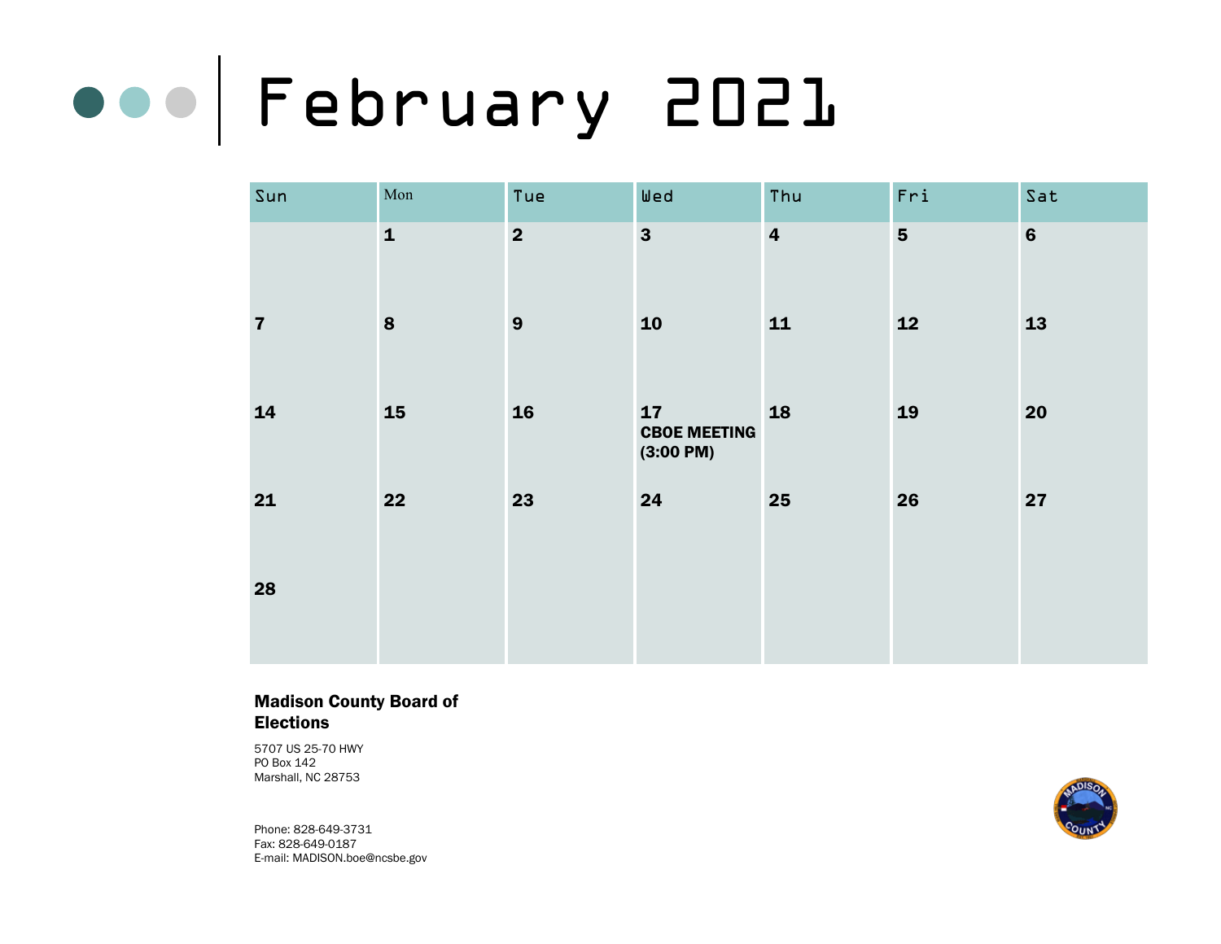# February 2021

| Sun | Mon | Tue | Wed | Thu | Fri | Sat |
|---|---|---|---|---|---|---|
| | **1** | **2** | **3** | **4** | **5** | **6** |
| **7** | **8** | **9** | **10** | **11** | **12** | **13** |
| **14** | **15** | **16** | **17** **CBOE MEETING (3:00 PM)** | **18** | **19** | **20** |
| **21** | **22** | **23** | **24** | **25** | **26** | **27** |
| **28** | | | | | | |

**Madison County Board of Elections**

5707 US 25-70 HWY
PO Box 142
Marshall, NC 28753

Phone: 828-649-3731
Fax: 828-649-0187
E-mail: MADISON.boe@ncsbe.gov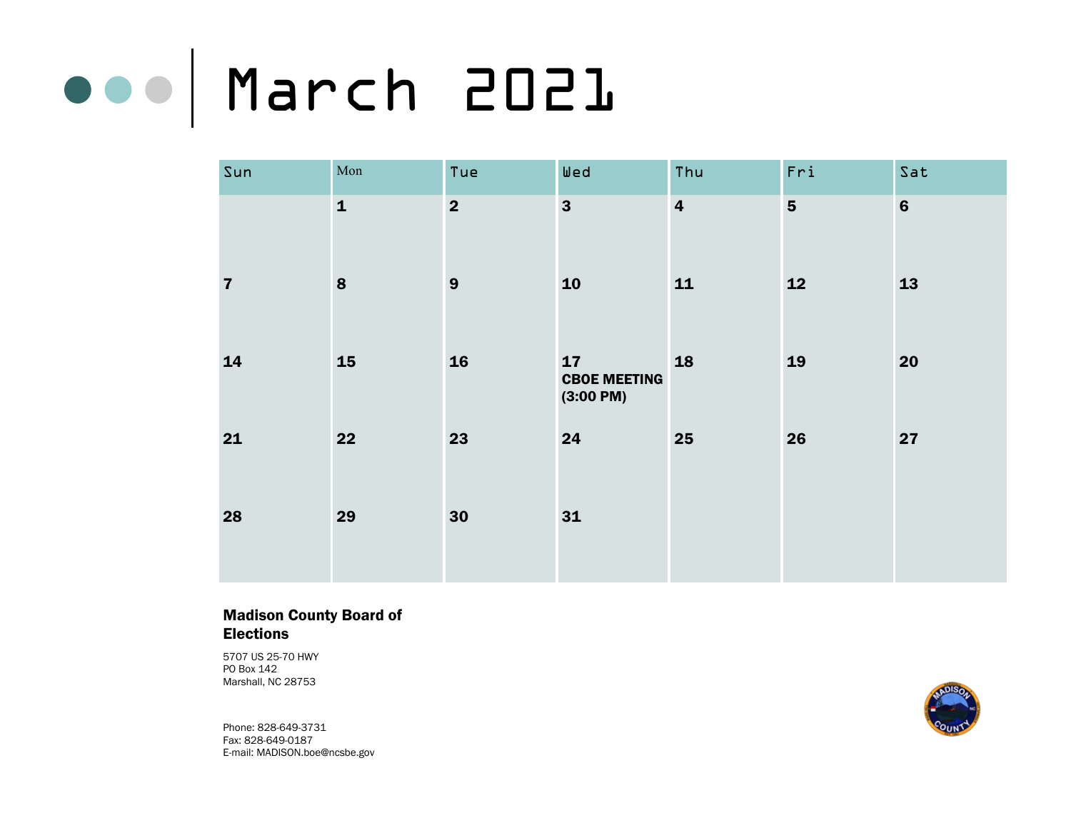# March 2021

| Sun | Mon | Tue | Wed | Thu | Fri | Sat |
|---|---|---|---|---|---|---|
| | **1** | **2** | **3** | **4** | **5** | **6** |
| **7** | **8** | **9** | **10** | **11** | **12** | **13** |
| **14** | **15** | **16** | **17** **CBOE MEETING (3:00 PM)** | **18** | **19** | **20** |
| **21** | **22** | **23** | **24** | **25** | **26** | **27** |
| **28** | **29** | **30** | **31** | | | |

**Madison County Board of Elections**

5707 US 25-70 HWY
PO Box 142
Marshall, NC 28753

Phone: 828-649-3731
Fax: 828-649-0187
E-mail: MADISON.boe@ncsbe.gov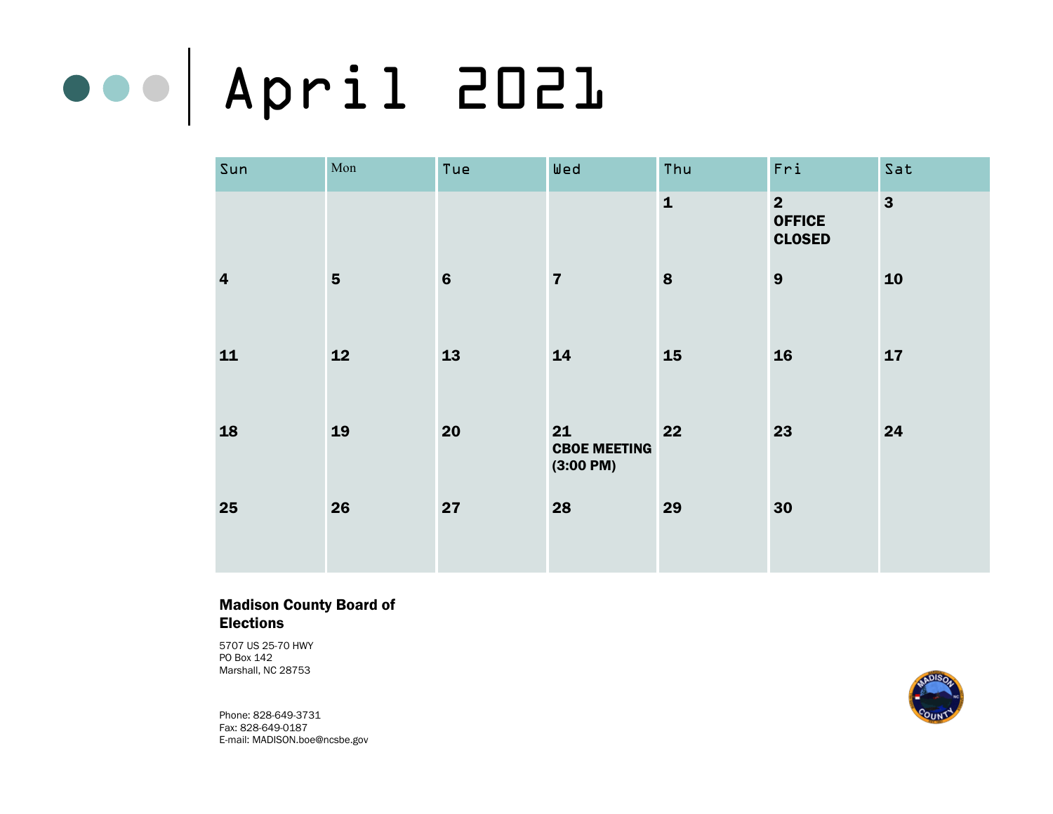# April 2021

| Sun | Mon | Tue | Wed | Thu | Fri | Sat |
| --- | --- | --- | --- | --- | --- | --- |
| | | | | **1** | **2 OFFICE CLOSED** | **3** |
| **4** | **5** | **6** | **7** | **8** | **9** | **10** |
| **11** | **12** | **13** | **14** | **15** | **16** | **17** |
| **18** | **19** | **20** | **21 CBOE MEETING (3:00 PM)** | **22** | **23** | **24** |
| **25** | **26** | **27** | **28** | **29** | **30** | |

**Madison County Board of Elections**

5707 US 25-70 HWY
PO Box 142
Marshall, NC 28753

Phone: 828-649-3731
Fax: 828-649-0187
E-mail: MADISON.boe@ncsbe.gov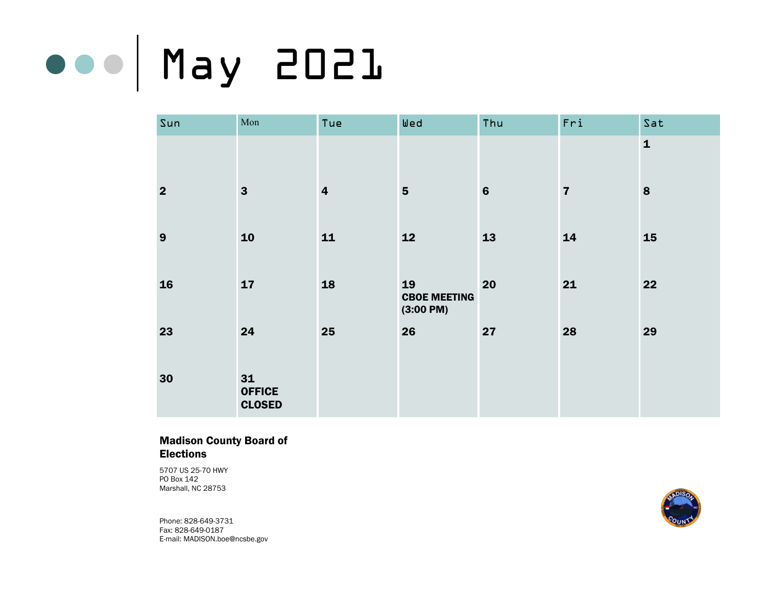# May 2021

| Sun | Mon | Tue | Wed | Thu | Fri | Sat |
|---|---|---|---|---|---|---|
| | | | | | | **1** |
| **2** | **3** | **4** | **5** | **6** | **7** | **8** |
| **9** | **10** | **11** | **12** | **13** | **14** | **15** |
| **16** | **17** | **18** | **19** **CBOE MEETING (3:00 PM)** | **20** | **21** | **22** |
| **23** | **24** | **25** | **26** | **27** | **28** | **29** |
| **30** | **31** **OFFICE CLOSED** | | | | | |

**Madison County Board of Elections**

5707 US 25-70 HWY
PO Box 142
Marshall, NC 28753

Phone: 828-649-3731
Fax: 828-649-0187
E-mail: MADISON.boe@ncsbe.gov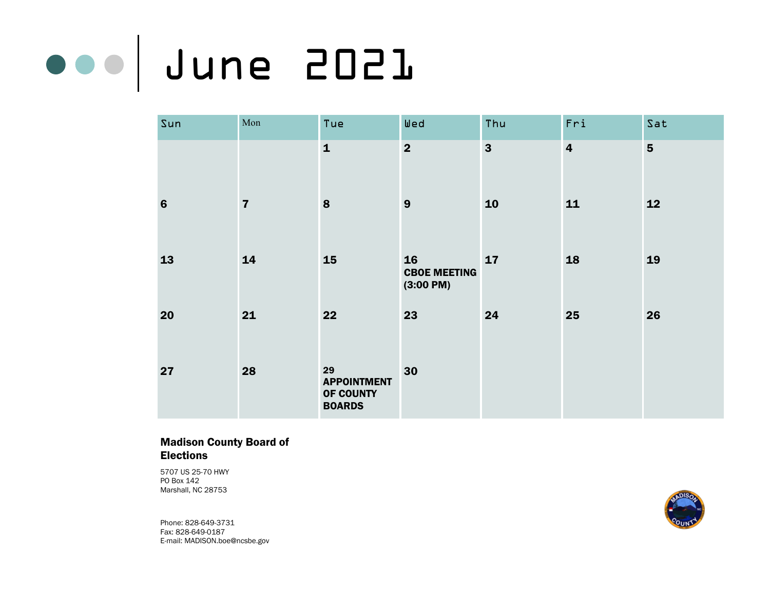# June 2021

| Sun | Mon | Tue | Wed | Thu | Fri | Sat |
|---|---|---|---|---|---|---|
| | | 1 | 2 | 3 | 4 | 5 |
| 6 | 7 | 8 | 9 | 10 | 11 | 12 |
| 13 | 14 | 15 | 16 **CBOE MEETING (3:00 PM)** | 17 | 18 | 19 |
| 20 | 21 | 22 | 23 | 24 | 25 | 26 |
| 27 | 28 | 29 **APPOINTMENT OF COUNTY BOARDS** | 30 | | | |

**Madison County Board of Elections**

5707 US 25-70 HWY
PO Box 142
Marshall, NC 28753

Phone: 828-649-3731
Fax: 828-649-0187
E-mail: MADISON.boe@ncsbe.gov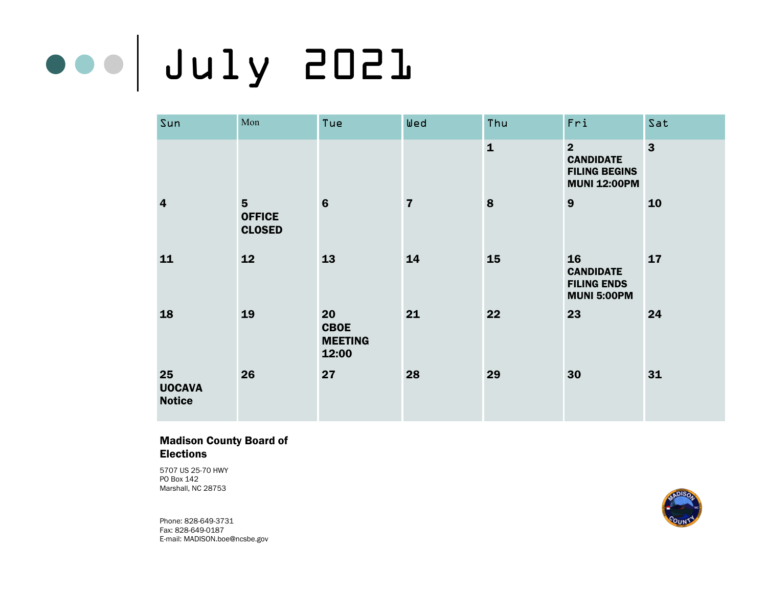# July 2021

| Sun | Mon | Tue | Wed | Thu | Fri | Sat |
|---|---|---|---|---|---|---|
| | | | | **1** | **2 CANDIDATE FILING BEGINS MUNI 12:00PM** | **3** |
| **4** | **5 OFFICE CLOSED** | **6** | **7** | **8** | **9** | **10** |
| **11** | **12** | **13** | **14** | **15** | **16 CANDIDATE FILING ENDS MUNI 5:00PM** | **17** |
| **18** | **19** | **20 CBOE MEETING 12:00** | **21** | **22** | **23** | **24** |
| **25 UOCAVA Notice** | **26** | **27** | **28** | **29** | **30** | **31** |

**Madison County Board of Elections**

5707 US 25-70 HWY
PO Box 142
Marshall, NC 28753

Phone: 828-649-3731
Fax: 828-649-0187
E-mail: MADISON.boe@ncsbe.gov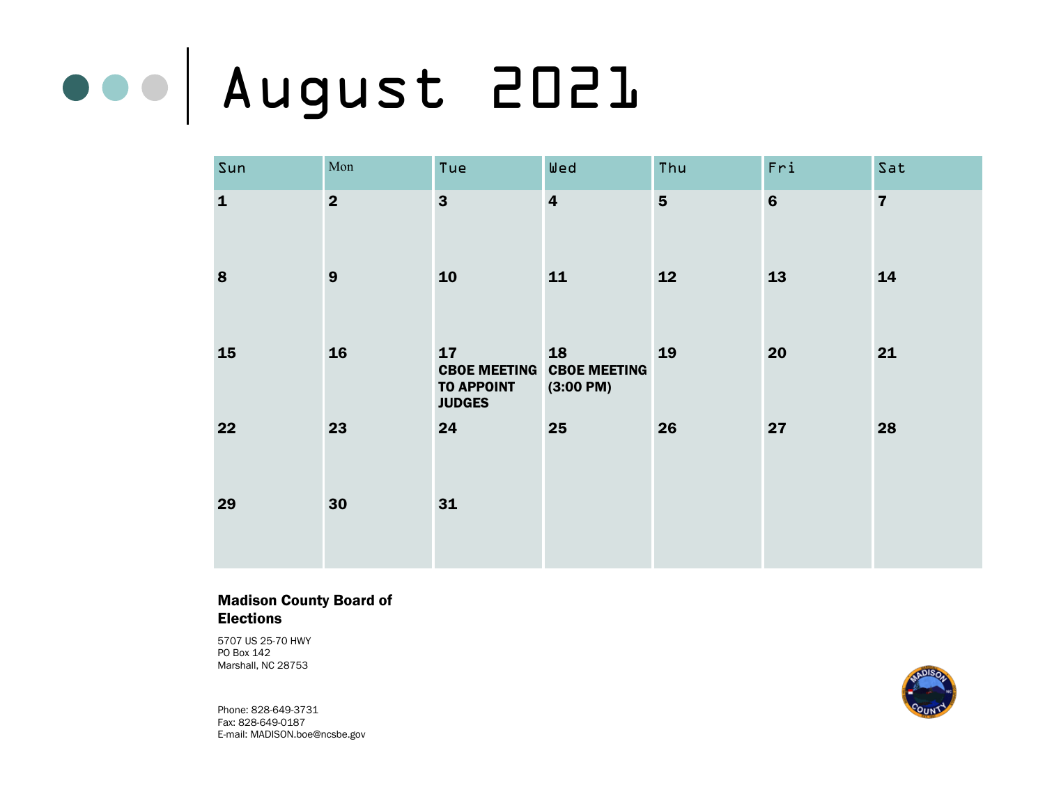# August 2021

| Sun | Mon | Tue | Wed | Thu | Fri | Sat |
|---|---|---|---|---|---|---|
| **1** | **2** | **3** | **4** | **5** | **6** | **7** |
| **8** | **9** | **10** | **11** | **12** | **13** | **14** |
| **15** | **16** | **17** **CBOE MEETING TO APPOINT JUDGES** | **18** **CBOE MEETING (3:00 PM)** | **19** | **20** | **21** |
| **22** | **23** | **24** | **25** | **26** | **27** | **28** |
| **29** | **30** | **31** | | | | |

**Madison County Board of Elections**

5707 US 25-70 HWY
PO Box 142
Marshall, NC 28753

Phone: 828-649-3731
Fax: 828-649-0187
E-mail: MADISON.boe@ncsbe.gov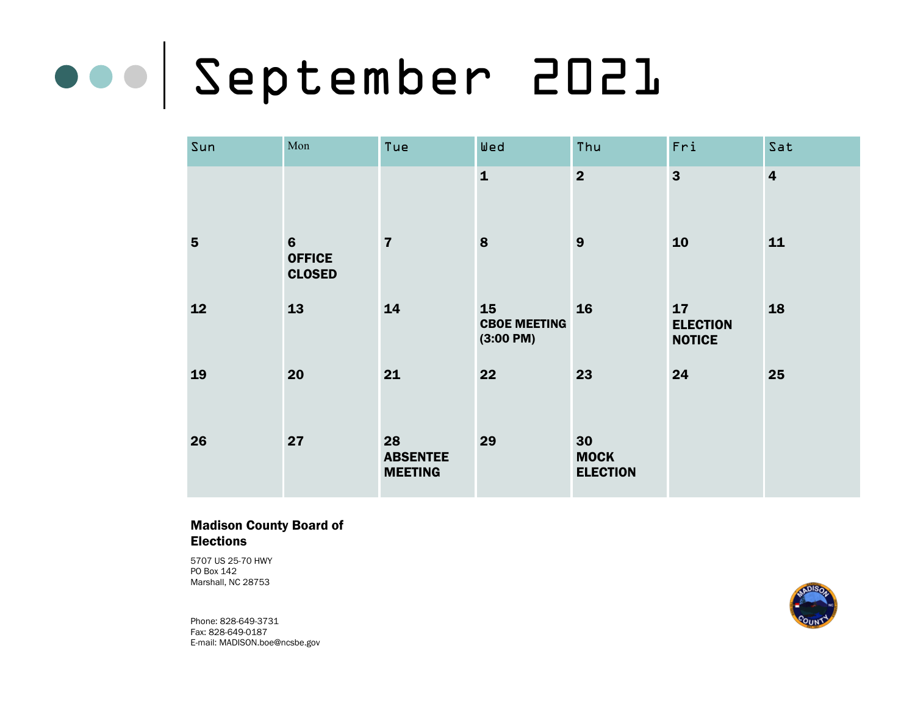# September 2021

| Sun | Mon | Tue | Wed | Thu | Fri | Sat |
|---|---|---|---|---|---|---|
| | | | **1** | **2** | **3** | **4** |
| **5** | **6** **OFFICE CLOSED** | **7** | **8** | **9** | **10** | **11** |
| **12** | **13** | **14** | **15** **CBOE MEETING (3:00 PM)** | **16** | **17** **ELECTION NOTICE** | **18** |
| **19** | **20** | **21** | **22** | **23** | **24** | **25** |
| **26** | **27** | **28** **ABSENTEE MEETING** | **29** | **30** **MOCK ELECTION** | | |

**Madison County Board of Elections**

5707 US 25-70 HWY
PO Box 142
Marshall, NC 28753

Phone: 828-649-3731
Fax: 828-649-0187
E-mail: MADISON.boe@ncsbe.gov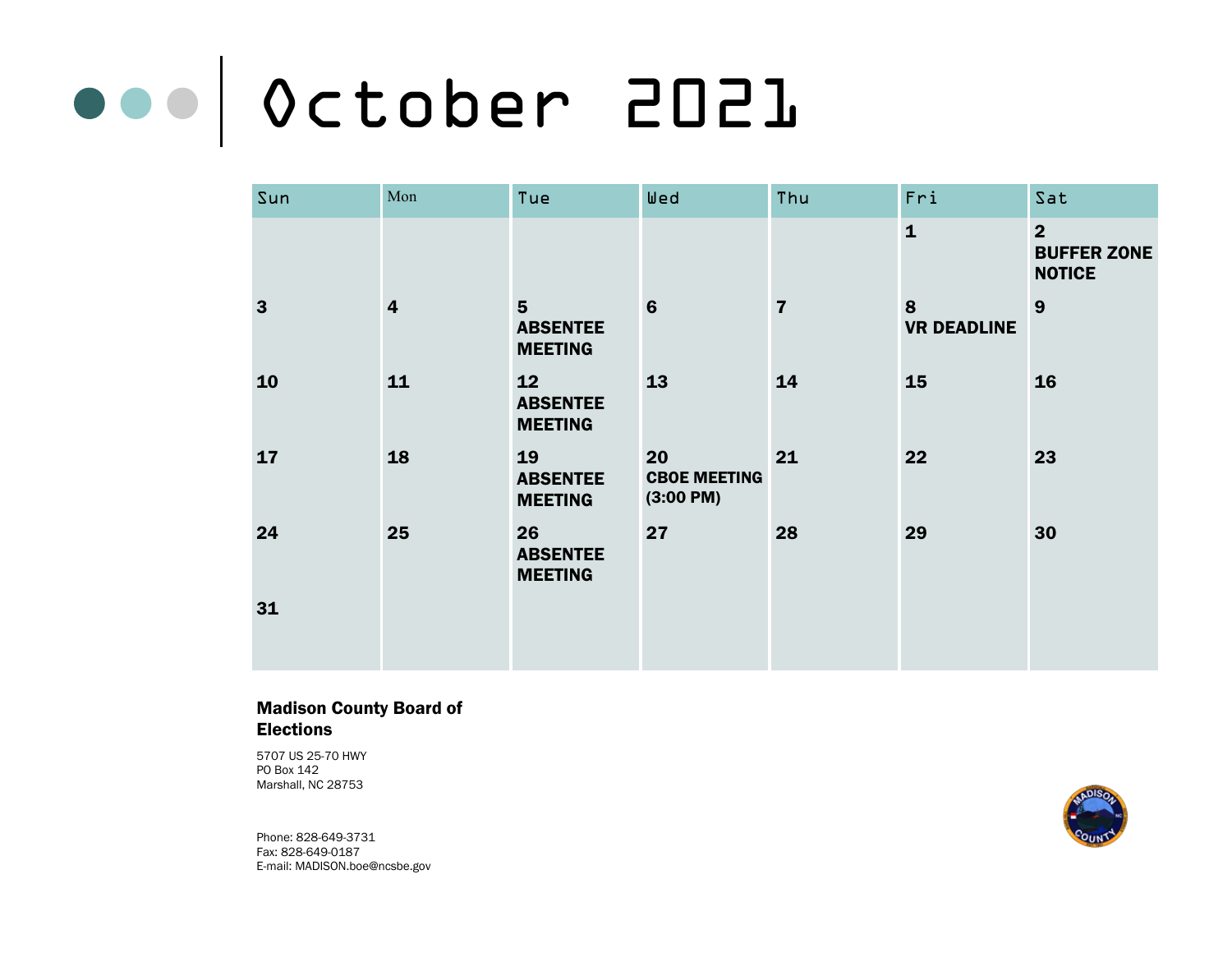# October 2021

| Sun | Mon | Tue | Wed | Thu | Fri | Sat |
|---|---|---|---|---|---|---|
| | | | | | **1** | **2 BUFFER ZONE NOTICE** |
| **3** | **4** | **5 ABSENTEE MEETING** | **6** | **7** | **8 VR DEADLINE** | **9** |
| **10** | **11** | **12 ABSENTEE MEETING** | **13** | **14** | **15** | **16** |
| **17** | **18** | **19 ABSENTEE MEETING** | **20 CBOE MEETING (3:00 PM)** | **21** | **22** | **23** |
| **24** | **25** | **26 ABSENTEE MEETING** | **27** | **28** | **29** | **30** |
| **31** | | | | | | |

**Madison County Board of Elections**

5707 US 25-70 HWY
PO Box 142
Marshall, NC 28753

Phone: 828-649-3731
Fax: 828-649-0187
E-mail: MADISON.boe@ncsbe.gov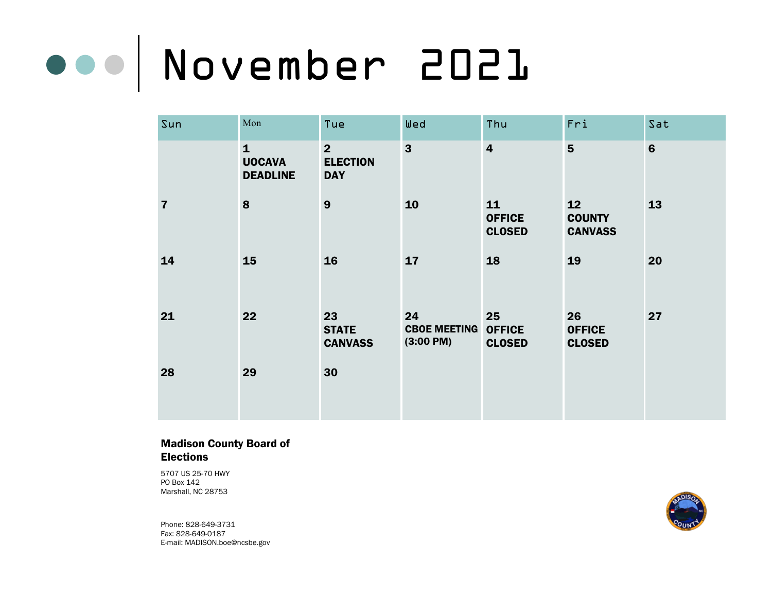# November 2021

| Sun | Mon | Tue | Wed | Thu | Fri | Sat |
|---|---|---|---|---|---|---|
| | **1** **UOCAVA DEADLINE** | **2** **ELECTION DAY** | **3** | **4** | **5** | **6** |
| **7** | **8** | **9** | **10** | **11** **OFFICE CLOSED** | **12** **COUNTY CANVASS** | **13** |
| **14** | **15** | **16** | **17** | **18** | **19** | **20** |
| **21** | **22** | **23** **STATE CANVASS** | **24** **CBOE MEETING (3:00 PM)** | **25** **OFFICE CLOSED** | **26** **OFFICE CLOSED** | **27** |
| **28** | **29** | **30** | | | | |

**Madison County Board of Elections**

5707 US 25-70 HWY
PO Box 142
Marshall, NC 28753

Phone: 828-649-3731
Fax: 828-649-0187
E-mail: MADISON.boe@ncsbe.gov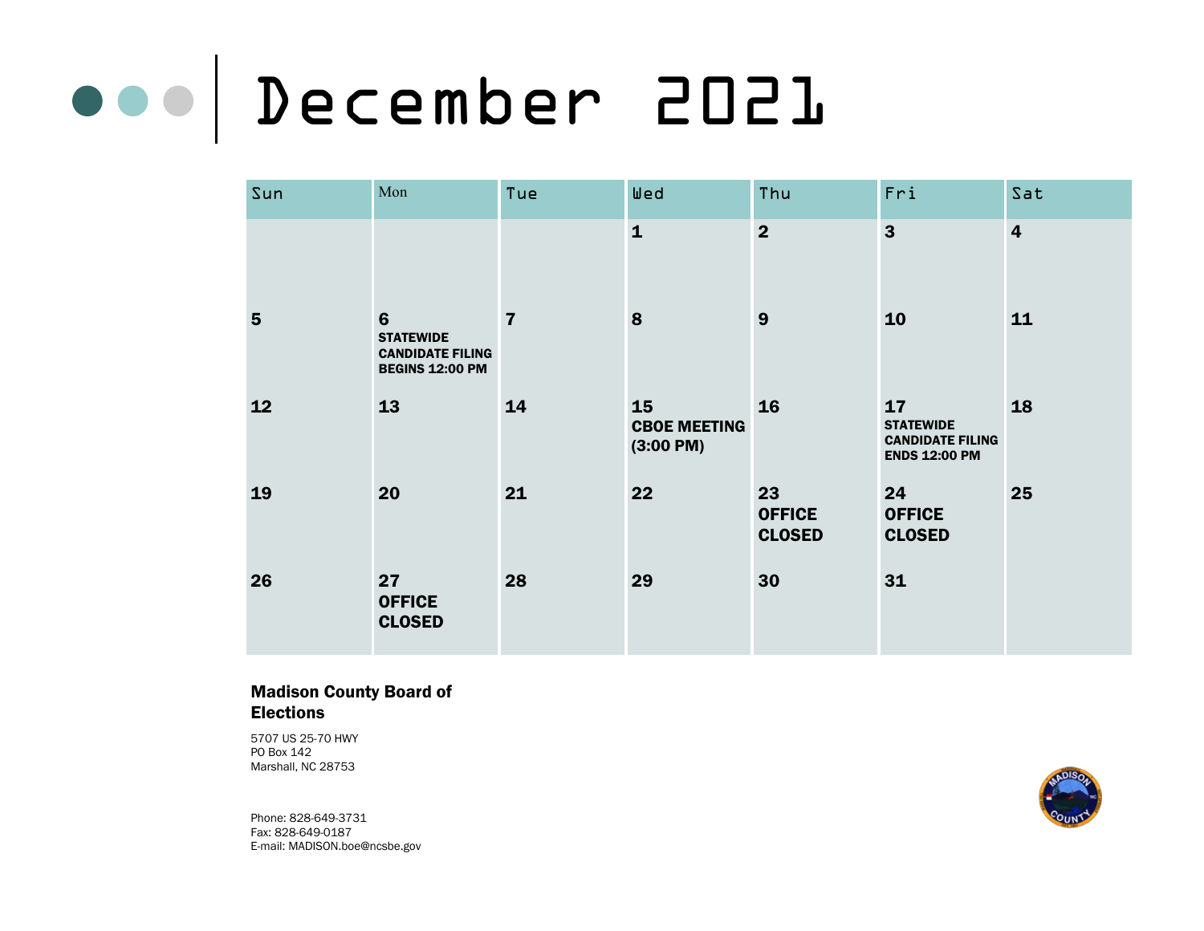# December 2021

| Sun | Mon | Tue | Wed | Thu | Fri | Sat |
|---|---|---|---|---|---|---|
| | | | **1** | **2** | **3** | **4** |
| **5** | **6** **STATEWIDE CANDIDATE FILING BEGINS 12:00 PM** | **7** | **8** | **9** | **10** | **11** |
| **12** | **13** | **14** | **15** **CBOE MEETING (3:00 PM)** | **16** | **17** **STATEWIDE CANDIDATE FILING ENDS 12:00 PM** | **18** |
| **19** | **20** | **21** | **22** | **23** **OFFICE CLOSED** | **24** **OFFICE CLOSED** | **25** |
| **26** | **27** **OFFICE CLOSED** | **28** | **29** | **30** | **31** | |

**Madison County Board of Elections**

5707 US 25-70 HWY
PO Box 142
Marshall, NC 28753

Phone: 828-649-3731
Fax: 828-649-0187
E-mail: MADISON.boe@ncsbe.gov